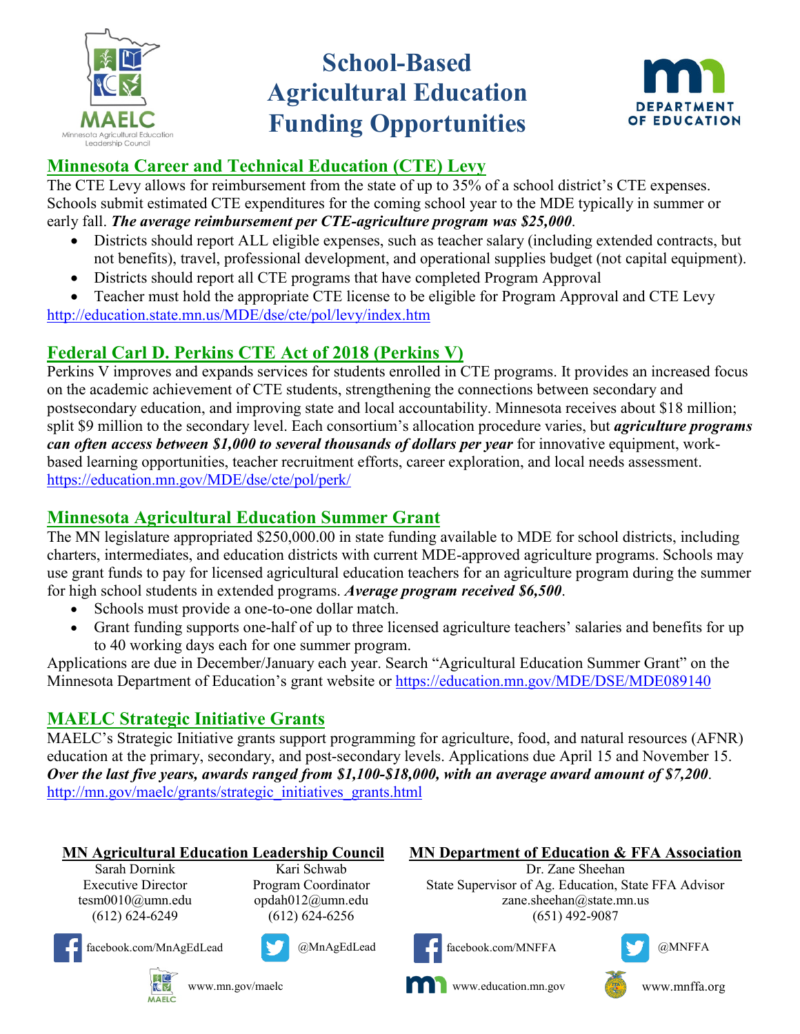# School-Based Agricultural Education Funding Opportunities

## Minnesota Career and Technical Education (CTE) Levy

The CTE Levy allows for reimbursement from the state of up to 35% of a school district's CTE expenses. Schools submit estimated CTE expenditures for the coming school year to the MDE typically in summer or early fall. ***The average reimbursement per CTE-agriculture program was $25,000***.

- Districts should report ALL eligible expenses, such as teacher salary (including extended contracts, but not benefits), travel, professional development, and operational supplies budget (not capital equipment).
- Districts should report all CTE programs that have completed Program Approval
- Teacher must hold the appropriate CTE license to be eligible for Program Approval and CTE Levy

http://education.state.mn.us/MDE/dse/cte/pol/levy/index.htm

## Federal Carl D. Perkins CTE Act of 2018 (Perkins V)

Perkins V improves and expands services for students enrolled in CTE programs. It provides an increased focus on the academic achievement of CTE students, strengthening the connections between secondary and postsecondary education, and improving state and local accountability. Minnesota receives about $18 million; split $9 million to the secondary level. Each consortium's allocation procedure varies, but ***agriculture programs can often access between $1,000 to several thousands of dollars per year*** for innovative equipment, work-based learning opportunities, teacher recruitment efforts, career exploration, and local needs assessment.
https://education.mn.gov/MDE/dse/cte/pol/perk/

## Minnesota Agricultural Education Summer Grant

The MN legislature appropriated $250,000.00 in state funding available to MDE for school districts, including charters, intermediates, and education districts with current MDE-approved agriculture programs. Schools may use grant funds to pay for licensed agricultural education teachers for an agriculture program during the summer for high school students in extended programs. ***Average program received $6,500***.

- Schools must provide a one-to-one dollar match.
- Grant funding supports one-half of up to three licensed agriculture teachers' salaries and benefits for up to 40 working days each for one summer program.

Applications are due in December/January each year. Search "Agricultural Education Summer Grant" on the Minnesota Department of Education's grant website or https://education.mn.gov/MDE/DSE/MDE089140

## MAELC Strategic Initiative Grants

MAELC's Strategic Initiative grants support programming for agriculture, food, and natural resources (AFNR) education at the primary, secondary, and post-secondary levels. Applications due April 15 and November 15. ***Over the last five years, awards ranged from $1,100-$18,000, with an average award amount of $7,200***.
http://mn.gov/maelc/grants/strategic_initiatives_grants.html

**MN Agricultural Education Leadership Council**

Sarah Dornink
Executive Director
tesm0010@umn.edu
(612) 624-6249

Kari Schwab
Program Coordinator
opdah012@umn.edu
(612) 624-6256

facebook.com/MnAgEdLead
@MnAgEdLead
www.mn.gov/maelc

**MN Department of Education & FFA Association**

Dr. Zane Sheehan
State Supervisor of Ag. Education, State FFA Advisor
zane.sheehan@state.mn.us
(651) 492-9087

facebook.com/MNFFA
@MNFFA
www.education.mn.gov
www.mnffa.org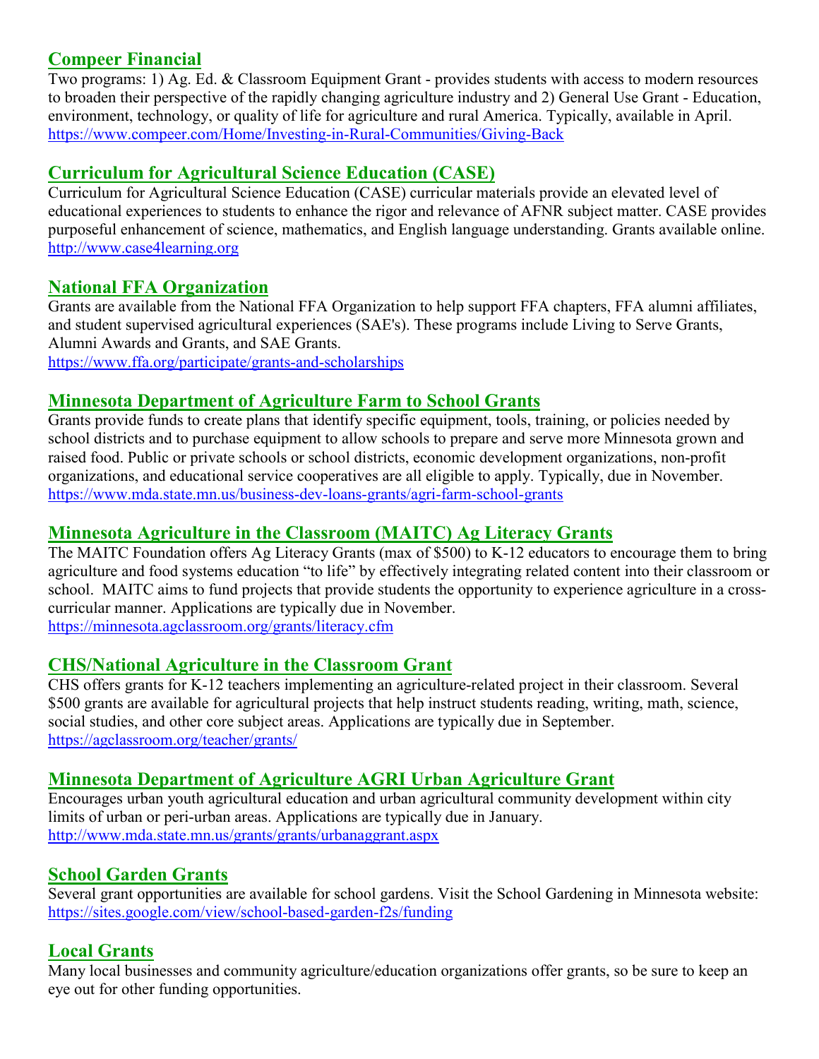## [Compeer Financial](https://www.compeer.com/Home/Investing-in-Rural-Communities/Giving-Back)

Two programs: 1) Ag. Ed. & Classroom Equipment Grant - provides students with access to modern resources to broaden their perspective of the rapidly changing agriculture industry and 2) General Use Grant - Education, environment, technology, or quality of life for agriculture and rural America. Typically, available in April.
https://www.compeer.com/Home/Investing-in-Rural-Communities/Giving-Back

## [Curriculum for Agricultural Science Education (CASE)](http://www.case4learning.org)

Curriculum for Agricultural Science Education (CASE) curricular materials provide an elevated level of educational experiences to students to enhance the rigor and relevance of AFNR subject matter. CASE provides purposeful enhancement of science, mathematics, and English language understanding. Grants available online.
http://www.case4learning.org

## [National FFA Organization](https://www.ffa.org/participate/grants-and-scholarships)

Grants are available from the National FFA Organization to help support FFA chapters, FFA alumni affiliates, and student supervised agricultural experiences (SAE's). These programs include Living to Serve Grants, Alumni Awards and Grants, and SAE Grants.
https://www.ffa.org/participate/grants-and-scholarships

## [Minnesota Department of Agriculture Farm to School Grants](https://www.mda.state.mn.us/business-dev-loans-grants/agri-farm-school-grants)

Grants provide funds to create plans that identify specific equipment, tools, training, or policies needed by school districts and to purchase equipment to allow schools to prepare and serve more Minnesota grown and raised food. Public or private schools or school districts, economic development organizations, non-profit organizations, and educational service cooperatives are all eligible to apply. Typically, due in November.
https://www.mda.state.mn.us/business-dev-loans-grants/agri-farm-school-grants

## [Minnesota Agriculture in the Classroom (MAITC) Ag Literacy Grants](https://minnesota.agclassroom.org/grants/literacy.cfm)

The MAITC Foundation offers Ag Literacy Grants (max of $500) to K-12 educators to encourage them to bring agriculture and food systems education "to life" by effectively integrating related content into their classroom or school. MAITC aims to fund projects that provide students the opportunity to experience agriculture in a cross-curricular manner. Applications are typically due in November.
https://minnesota.agclassroom.org/grants/literacy.cfm

## [CHS/National Agriculture in the Classroom Grant](https://agclassroom.org/teacher/grants/)

CHS offers grants for K-12 teachers implementing an agriculture-related project in their classroom. Several $500 grants are available for agricultural projects that help instruct students reading, writing, math, science, social studies, and other core subject areas. Applications are typically due in September.
https://agclassroom.org/teacher/grants/

## [Minnesota Department of Agriculture AGRI Urban Agriculture Grant](http://www.mda.state.mn.us/grants/grants/urbanaggrant.aspx)

Encourages urban youth agricultural education and urban agricultural community development within city limits of urban or peri-urban areas. Applications are typically due in January.
http://www.mda.state.mn.us/grants/grants/urbanaggrant.aspx

## [School Garden Grants](https://sites.google.com/view/school-based-garden-f2s/funding)

Several grant opportunities are available for school gardens. Visit the School Gardening in Minnesota website:
https://sites.google.com/view/school-based-garden-f2s/funding

## Local Grants

Many local businesses and community agriculture/education organizations offer grants, so be sure to keep an eye out for other funding opportunities.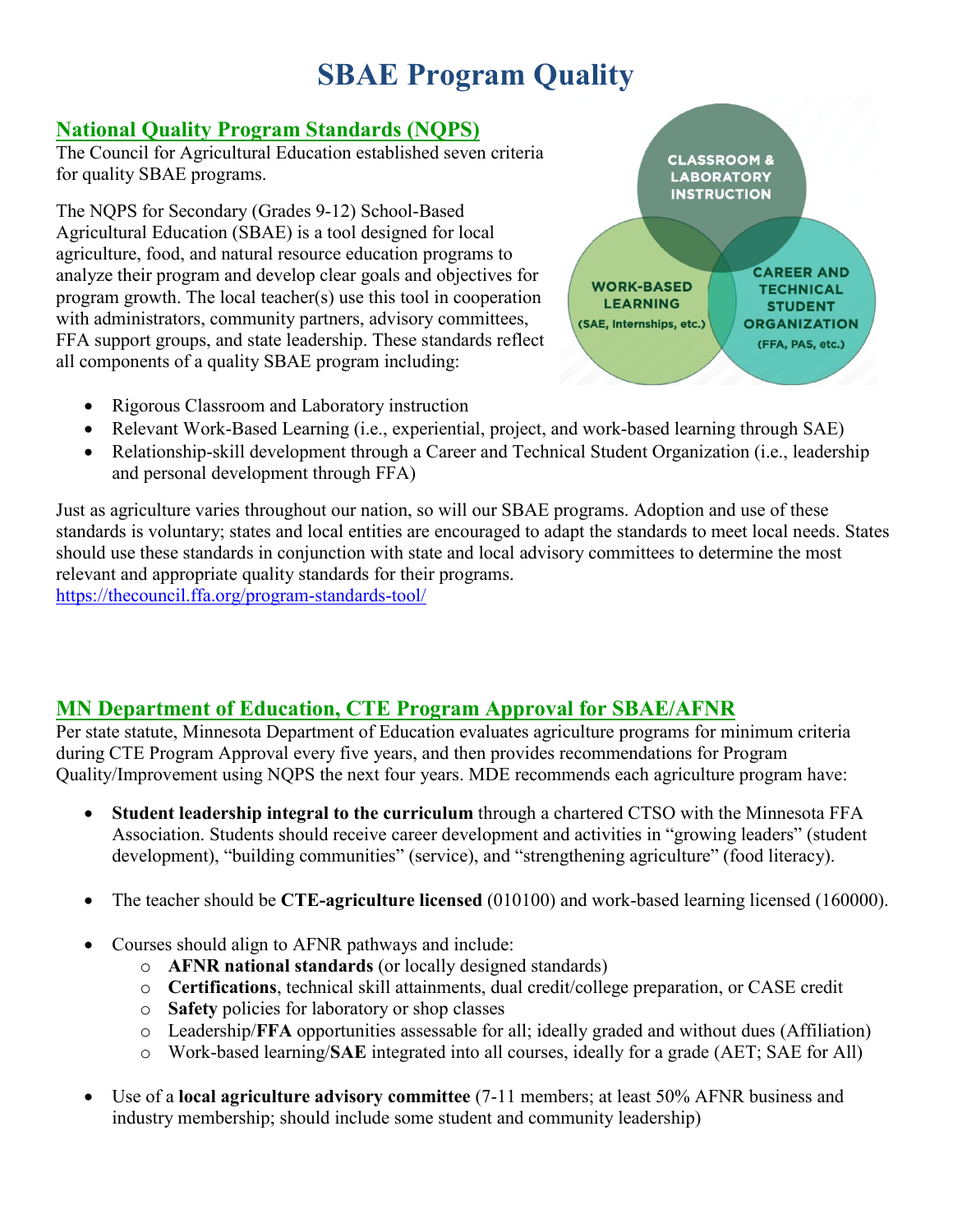# SBAE Program Quality

## National Quality Program Standards (NQPS)

The Council for Agricultural Education established seven criteria for quality SBAE programs.

The NQPS for Secondary (Grades 9-12) School-Based Agricultural Education (SBAE) is a tool designed for local agriculture, food, and natural resource education programs to analyze their program and develop clear goals and objectives for program growth. The local teacher(s) use this tool in cooperation with administrators, community partners, advisory committees, FFA support groups, and state leadership. These standards reflect all components of a quality SBAE program including:

CLASSROOM & LABORATORY INSTRUCTION

WORK-BASED LEARNING (SAE, Internships, etc.)

CAREER AND TECHNICAL STUDENT ORGANIZATION (FFA, PAS, etc.)

- Rigorous Classroom and Laboratory instruction
- Relevant Work-Based Learning (i.e., experiential, project, and work-based learning through SAE)
- Relationship-skill development through a Career and Technical Student Organization (i.e., leadership and personal development through FFA)

Just as agriculture varies throughout our nation, so will our SBAE programs. Adoption and use of these standards is voluntary; states and local entities are encouraged to adapt the standards to meet local needs. States should use these standards in conjunction with state and local advisory committees to determine the most relevant and appropriate quality standards for their programs.
https://thecouncil.ffa.org/program-standards-tool/

## MN Department of Education, CTE Program Approval for SBAE/AFNR

Per state statute, Minnesota Department of Education evaluates agriculture programs for minimum criteria during CTE Program Approval every five years, and then provides recommendations for Program Quality/Improvement using NQPS the next four years. MDE recommends each agriculture program have:

- **Student leadership integral to the curriculum** through a chartered CTSO with the Minnesota FFA Association. Students should receive career development and activities in "growing leaders" (student development), "building communities" (service), and "strengthening agriculture" (food literacy).

- The teacher should be **CTE-agriculture licensed** (010100) and work-based learning licensed (160000).

- Courses should align to AFNR pathways and include:
  - **AFNR national standards** (or locally designed standards)
  - **Certifications**, technical skill attainments, dual credit/college preparation, or CASE credit
  - **Safety** policies for laboratory or shop classes
  - Leadership/**FFA** opportunities assessable for all; ideally graded and without dues (Affiliation)
  - Work-based learning/**SAE** integrated into all courses, ideally for a grade (AET; SAE for All)

- Use of a **local agriculture advisory committee** (7-11 members; at least 50% AFNR business and industry membership; should include some student and community leadership)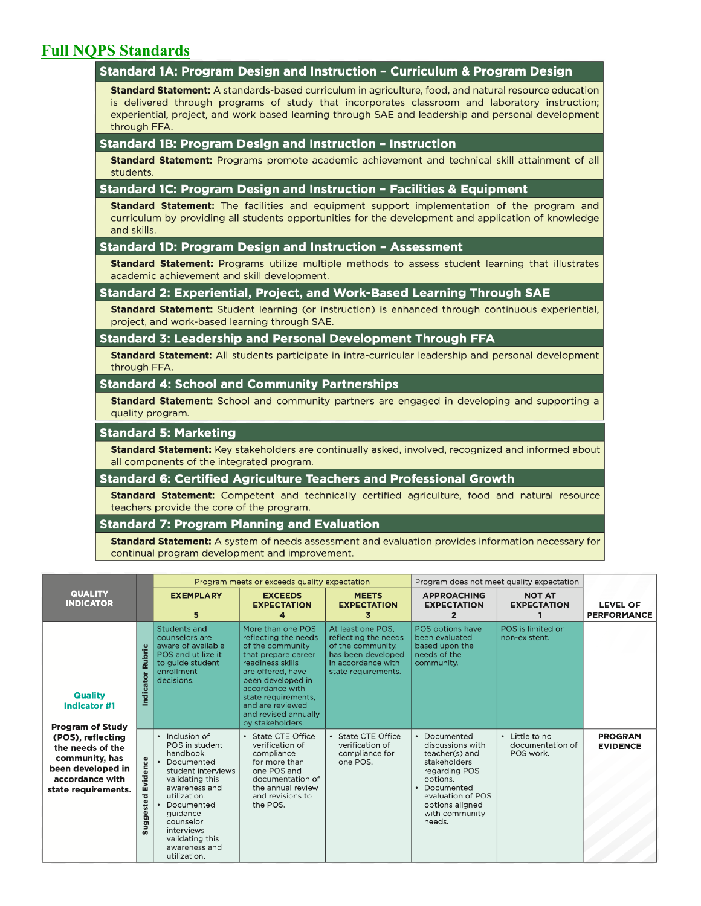## Full NQPS Standards

### Standard 1A: Program Design and Instruction – Curriculum & Program Design

**Standard Statement:** A standards-based curriculum in agriculture, food, and natural resource education is delivered through programs of study that incorporates classroom and laboratory instruction; experiential, project, and work based learning through SAE and leadership and personal development through FFA.

### Standard 1B: Program Design and Instruction – Instruction

**Standard Statement:** Programs promote academic achievement and technical skill attainment of all students.

### Standard 1C: Program Design and Instruction – Facilities & Equipment

**Standard Statement:** The facilities and equipment support implementation of the program and curriculum by providing all students opportunities for the development and application of knowledge and skills.

### Standard 1D: Program Design and Instruction – Assessment

**Standard Statement:** Programs utilize multiple methods to assess student learning that illustrates academic achievement and skill development.

### Standard 2: Experiential, Project, and Work-Based Learning Through SAE

**Standard Statement:** Student learning (or instruction) is enhanced through continuous experiential, project, and work-based learning through SAE.

### Standard 3: Leadership and Personal Development Through FFA

**Standard Statement:** All students participate in intra-curricular leadership and personal development through FFA.

### Standard 4: School and Community Partnerships

**Standard Statement:** School and community partners are engaged in developing and supporting a quality program.

### Standard 5: Marketing

**Standard Statement:** Key stakeholders are continually asked, involved, recognized and informed about all components of the integrated program.

### Standard 6: Certified Agriculture Teachers and Professional Growth

**Standard Statement:** Competent and technically certified agriculture, food and natural resource teachers provide the core of the program.

### Standard 7: Program Planning and Evaluation

**Standard Statement:** A system of needs assessment and evaluation provides information necessary for continual program development and improvement.

| QUALITY INDICATOR | | Program meets or exceeds quality expectation | | | Program does not meet quality expectation | | LEVEL OF PERFORMANCE |
|---|---|---|---|---|---|---|---|
| | | EXEMPLARY 5 | EXCEEDS EXPECTATION 4 | MEETS EXPECTATION 3 | APPROACHING EXPECTATION 2 | NOT AT EXPECTATION 1 | |
| **Quality Indicator #1** **Program of Study (POS), reflecting the needs of the community, has been developed in accordance with state requirements.** | Indicator Rubric | Students and counselors are aware of available POS and utilize it to guide student enrollment decisions. | More than one POS reflecting the needs of the community that prepare career readiness skills are offered, have been developed in accordance with state requirements, and are reviewed and revised annually by stakeholders. | At least one POS, reflecting the needs of the community, has been developed in accordance with state requirements. | POS options have been evaluated based upon the needs of the community. | POS is limited or non-existent. | |
| | Suggested Evidence | • Inclusion of POS in student handbook. • Documented student interviews validating this awareness and utilization. • Documented guidance counselor interviews validating this awareness and utilization. | • State CTE Office verification of compliance for more than one POS and documentation of the annual review and revisions to the POS. | • State CTE Office verification of compliance for one POS. | • Documented discussions with teacher(s) and stakeholders regarding POS options. • Documented evaluation of POS options aligned with community needs. | • Little to no documentation of POS work. | **PROGRAM EVIDENCE** |